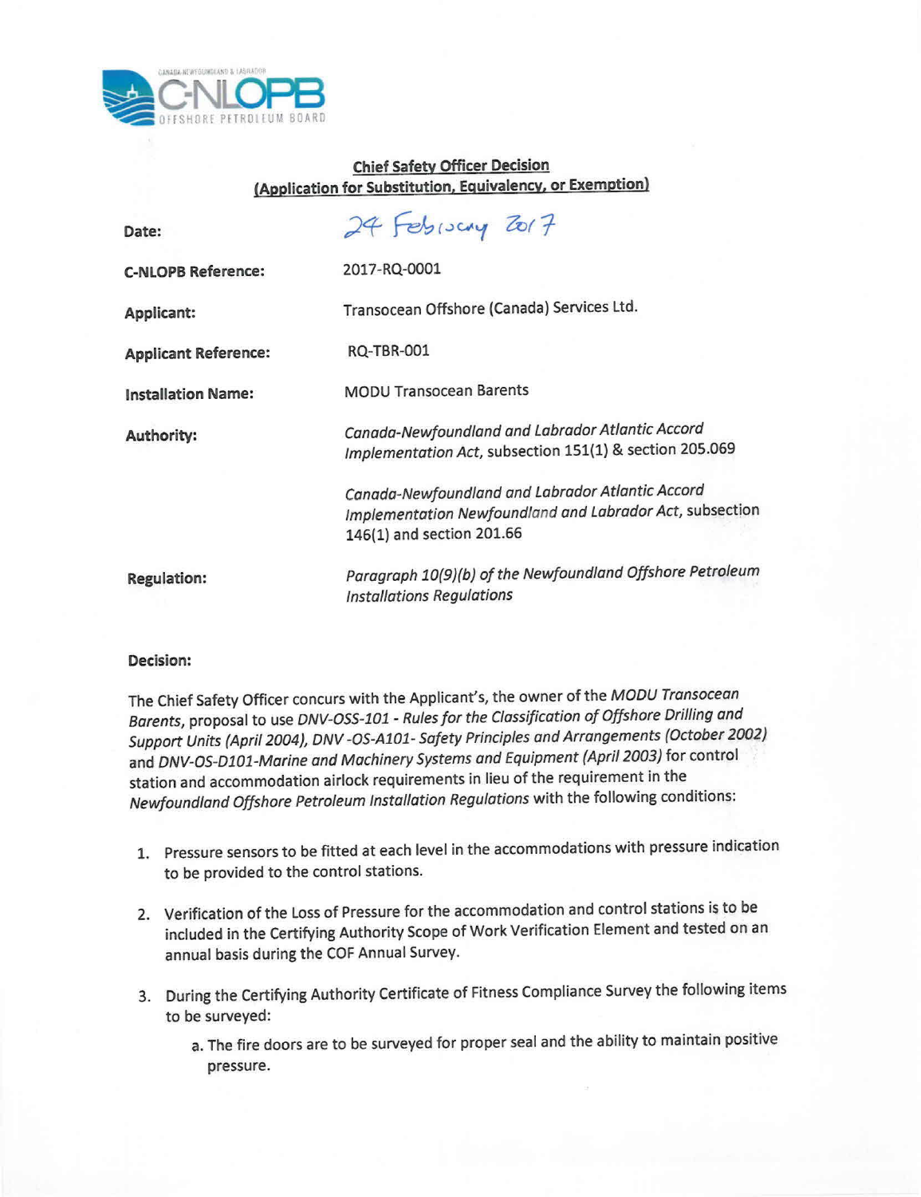CANADA-NEWFOUNDLAND & LABRADOR C-NLOPB OFFSHORE PETROLEUM BOARD

## Chief Safety Officer Decision (Application for Substitution, Equivalency, or Exemption)

| | |
|---|---|
| **Date:** | 24 February 2017 |
| **C-NLOPB Reference:** | 2017-RQ-0001 |
| **Applicant:** | Transocean Offshore (Canada) Services Ltd. |
| **Applicant Reference:** | RQ-TBR-001 |
| **Installation Name:** | MODU Transocean Barents |
| **Authority:** | *Canada-Newfoundland and Labrador Atlantic Accord Implementation Act*, subsection 151(1) & section 205.069<br><br>*Canada-Newfoundland and Labrador Atlantic Accord Implementation Newfoundland and Labrador Act*, subsection 146(1) and section 201.66 |
| **Regulation:** | *Paragraph 10(9)(b) of the Newfoundland Offshore Petroleum Installations Regulations* |

**Decision:**

The Chief Safety Officer concurs with the Applicant's, the owner of the *MODU Transocean Barents*, proposal to use *DNV-OSS-101 - Rules for the Classification of Offshore Drilling and Support Units (April 2004), DNV -OS-A101- Safety Principles and Arrangements (October 2002)* and *DNV-OS-D101-Marine and Machinery Systems and Equipment (April 2003)* for control station and accommodation airlock requirements in lieu of the requirement in the *Newfoundland Offshore Petroleum Installation Regulations* with the following conditions:

1. Pressure sensors to be fitted at each level in the accommodations with pressure indication to be provided to the control stations.

2. Verification of the Loss of Pressure for the accommodation and control stations is to be included in the Certifying Authority Scope of Work Verification Element and tested on an annual basis during the COF Annual Survey.

3. During the Certifying Authority Certificate of Fitness Compliance Survey the following items to be surveyed:

   a. The fire doors are to be surveyed for proper seal and the ability to maintain positive pressure.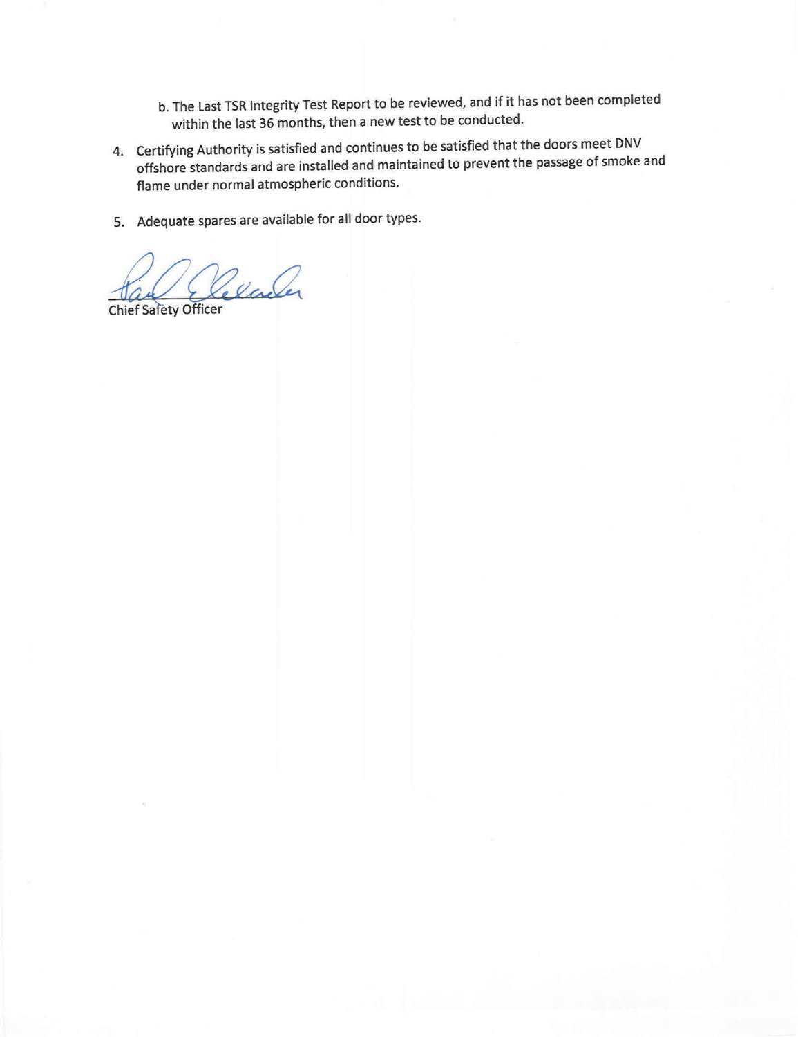b. The Last TSR Integrity Test Report to be reviewed, and if it has not been completed within the last 36 months, then a new test to be conducted.

4. Certifying Authority is satisfied and continues to be satisfied that the doors meet DNV offshore standards and are installed and maintained to prevent the passage of smoke and flame under normal atmospheric conditions.

5. Adequate spares are available for all door types.

Chief Safety Officer